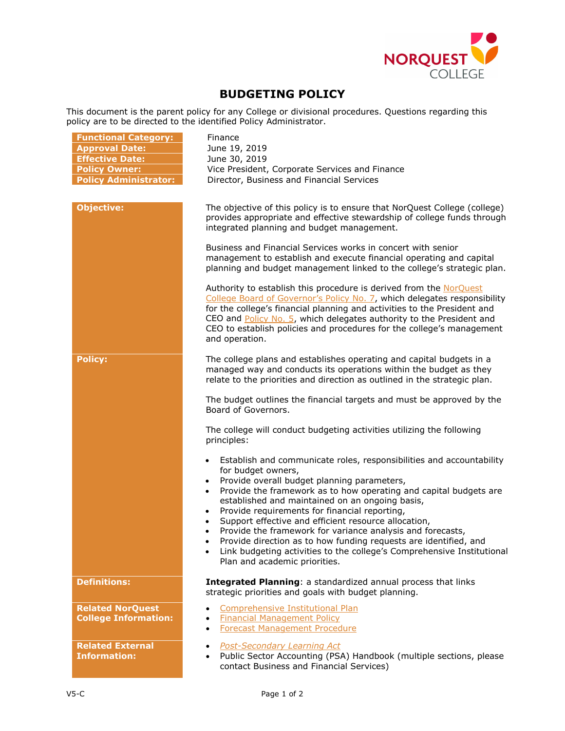# BUDGETING POLICY

This document is the parent policy for any College or divisional procedures. Questions regarding this policy are to be directed to the identified Policy Administrator.

| | |
|---|---|
| **Functional Category:** | Finance |
| **Approval Date:** | June 19, 2019 |
| **Effective Date:** | June 30, 2019 |
| **Policy Owner:** | Vice President, Corporate Services and Finance |
| **Policy Administrator:** | Director, Business and Financial Services |

**Objective:**

The objective of this policy is to ensure that NorQuest College (college) provides appropriate and effective stewardship of college funds through integrated planning and budget management.

Business and Financial Services works in concert with senior management to establish and execute financial operating and capital planning and budget management linked to the college's strategic plan.

Authority to establish this procedure is derived from the NorQuest College Board of Governor's Policy No. 7, which delegates responsibility for the college's financial planning and activities to the President and CEO and Policy No. 5, which delegates authority to the President and CEO to establish policies and procedures for the college's management and operation.

**Policy:**

The college plans and establishes operating and capital budgets in a managed way and conducts its operations within the budget as they relate to the priorities and direction as outlined in the strategic plan.

The budget outlines the financial targets and must be approved by the Board of Governors.

The college will conduct budgeting activities utilizing the following principles:

- Establish and communicate roles, responsibilities and accountability for budget owners,
- Provide overall budget planning parameters,
- Provide the framework as to how operating and capital budgets are established and maintained on an ongoing basis,
- Provide requirements for financial reporting,
- Support effective and efficient resource allocation,
- Provide the framework for variance analysis and forecasts,
- Provide direction as to how funding requests are identified, and
- Link budgeting activities to the college's Comprehensive Institutional Plan and academic priorities.

**Definitions:**

**Integrated Planning**: a standardized annual process that links strategic priorities and goals with budget planning.

**Related NorQuest College Information:**

- Comprehensive Institutional Plan
- Financial Management Policy
- Forecast Management Procedure

**Related External Information:**

- *Post-Secondary Learning Act*
- Public Sector Accounting (PSA) Handbook (multiple sections, please contact Business and Financial Services)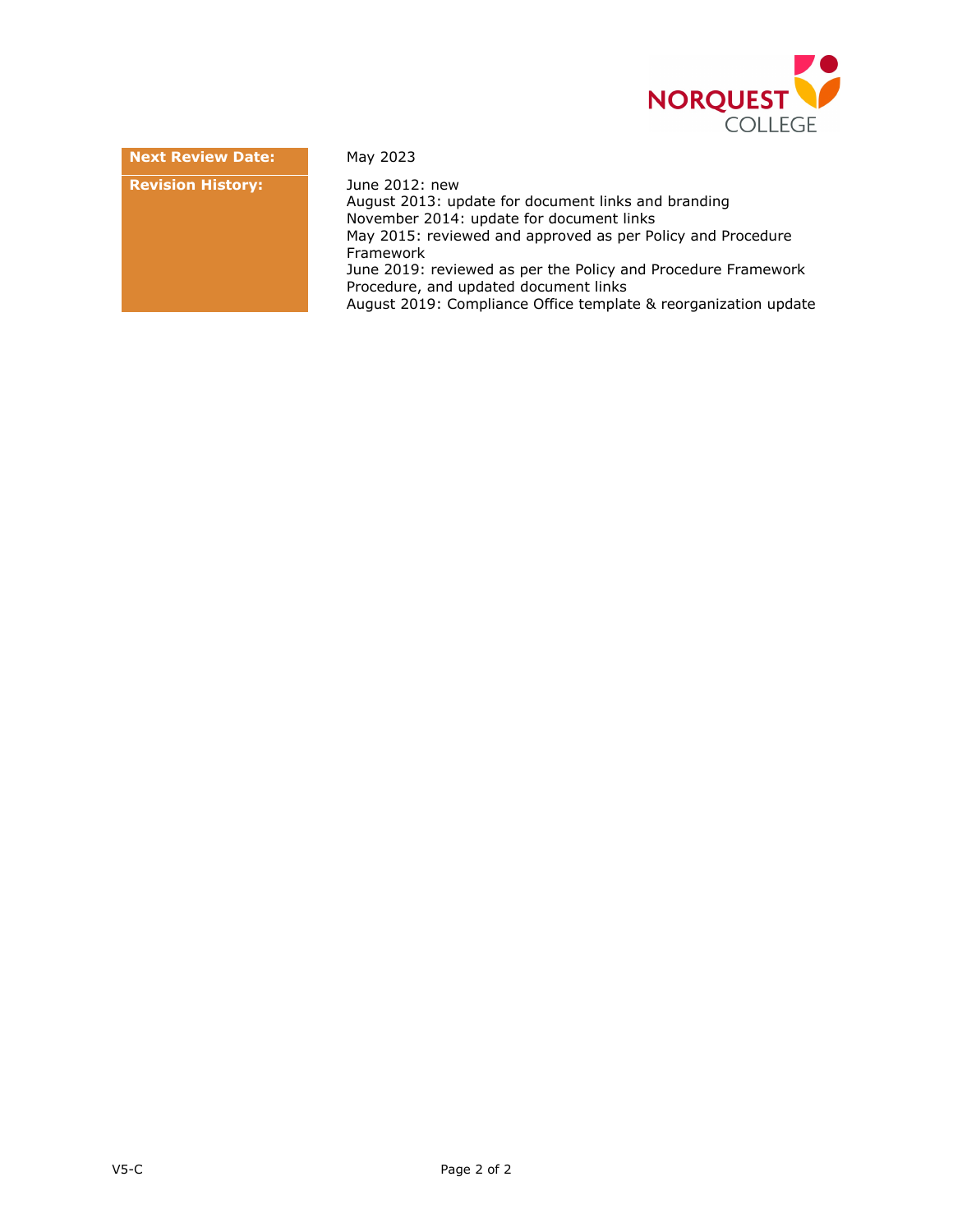| | |
|---|---|
| **Next Review Date:** | May 2023 |
| **Revision History:** | June 2012: new<br>August 2013: update for document links and branding<br>November 2014: update for document links<br>May 2015: reviewed and approved as per Policy and Procedure Framework<br>June 2019: reviewed as per the Policy and Procedure Framework Procedure, and updated document links<br>August 2019: Compliance Office template & reorganization update |

V5-C